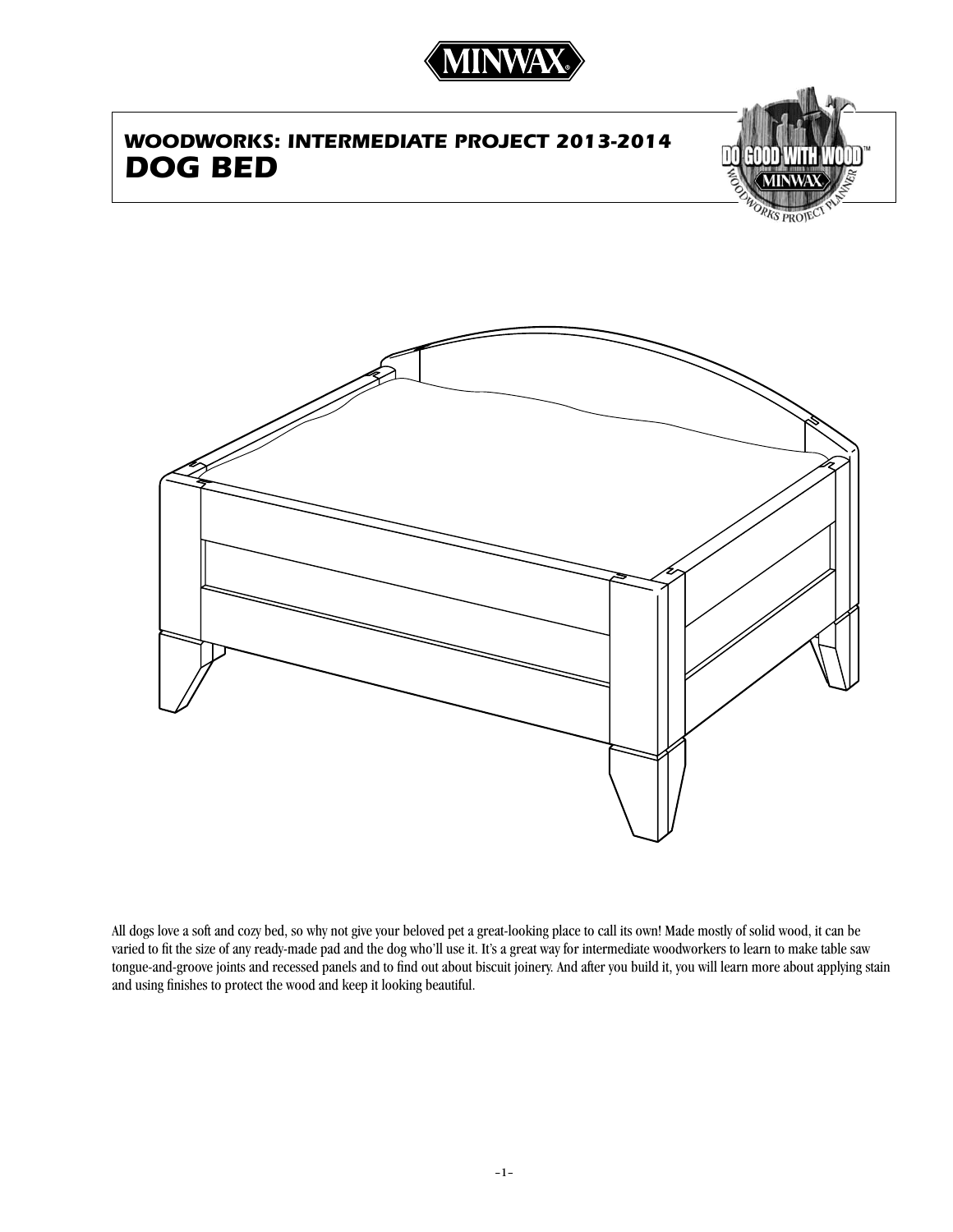MINWAX®

## *WOODWORKS: INTERMEDIATE PROJECT 2013-2014*
# *DOG BED*

DO GOOD WITH WOOD™ MINWAX WOODWORKS PROJECT PLANNER

All dogs love a soft and cozy bed, so why not give your beloved pet a great-looking place to call its own! Made mostly of solid wood, it can be varied to fit the size of any ready-made pad and the dog who'll use it. It's a great way for intermediate woodworkers to learn to make table saw tongue-and-groove joints and recessed panels and to find out about biscuit joinery. And after you build it, you will learn more about applying stain and using finishes to protect the wood and keep it looking beautiful.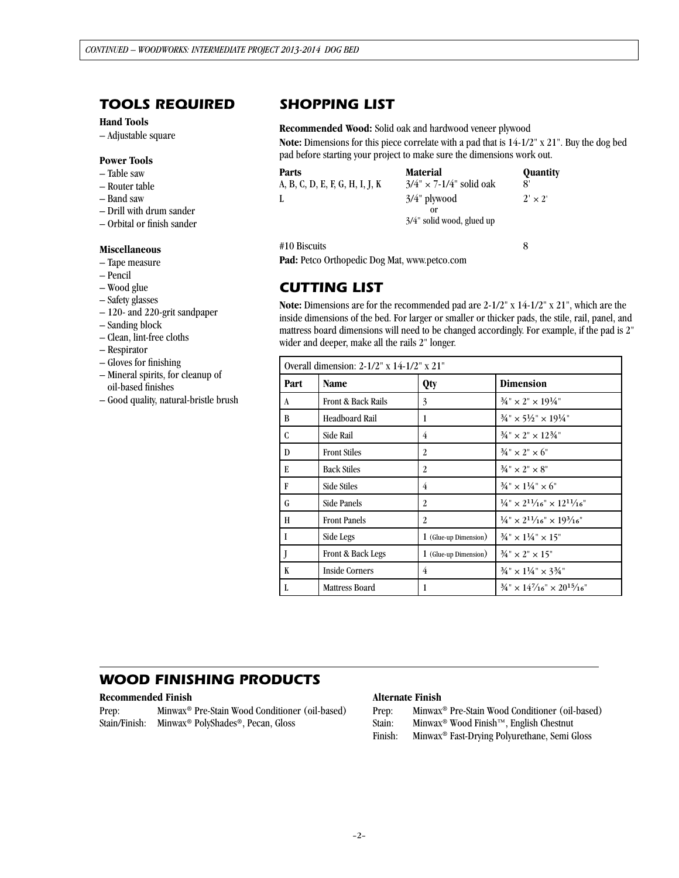## TOOLS REQUIRED

**Hand Tools**

– Adjustable square

**Power Tools**

– Table saw
– Router table
– Band saw
– Drill with drum sander
– Orbital or finish sander

**Miscellaneous**

– Tape measure
– Pencil
– Wood glue
– Safety glasses
– 120- and 220-grit sandpaper
– Sanding block
– Clean, lint-free cloths
– Respirator
– Gloves for finishing
– Mineral spirits, for cleanup of oil-based finishes
– Good quality, natural-bristle brush

## SHOPPING LIST

**Recommended Wood:** Solid oak and hardwood veneer plywood

**Note:** Dimensions for this piece correlate with a pad that is 14-1/2" x 21". Buy the dog bed pad before starting your project to make sure the dimensions work out.

| Parts | Material | Quantity |
|---|---|---|
| A, B, C, D, E, F, G, H, I, J, K | 3/4" × 7-1/4" solid oak | 8' |
| L | 3/4" plywood or 3/4" solid wood, glued up | 2' × 2' |
| #10 Biscuits | | 8 |

**Pad:** Petco Orthopedic Dog Mat, www.petco.com

## CUTTING LIST

**Note:** Dimensions are for the recommended pad are 2-1/2" x 14-1/2" x 21", which are the inside dimensions of the bed. For larger or smaller or thicker pads, the stile, rail, panel, and mattress board dimensions will need to be changed accordingly. For example, if the pad is 2" wider and deeper, make all the rails 2" longer.

| Overall dimension: 2-1/2" x 14-1/2" x 21" | | | |
|---|---|---|---|
| **Part** | **Name** | **Qty** | **Dimension** |
| A | Front & Back Rails | 3 | ¾" × 2" × 19¼" |
| B | Headboard Rail | 1 | ¾" × 5½" × 19¼" |
| C | Side Rail | 4 | ¾" × 2" × 12¾" |
| D | Front Stiles | 2 | ¾" × 2" × 6" |
| E | Back Stiles | 2 | ¾" × 2" × 8" |
| F | Side Stiles | 4 | ¾" × 1¼" × 6" |
| G | Side Panels | 2 | ¼" × 2 11/16" × 12 11/16" |
| H | Front Panels | 2 | ¼" × 2 11/16" × 19 3/16" |
| I | Side Legs | 1 (Glue-up Dimension) | ¾" × 1¼" × 15" |
| J | Front & Back Legs | 1 (Glue-up Dimension) | ¾" × 2" × 15" |
| K | Inside Corners | 4 | ¾" × 1¼" × 3¾" |
| L | Mattress Board | 1 | ¾" × 14 7/16" × 20 15/16" |

## WOOD FINISHING PRODUCTS

**Recommended Finish**

Prep: Minwax® Pre-Stain Wood Conditioner (oil-based)
Stain/Finish: Minwax® PolyShades®, Pecan, Gloss

**Alternate Finish**

Prep: Minwax® Pre-Stain Wood Conditioner (oil-based)
Stain: Minwax® Wood Finish™, English Chestnut
Finish: Minwax® Fast-Drying Polyurethane, Semi Gloss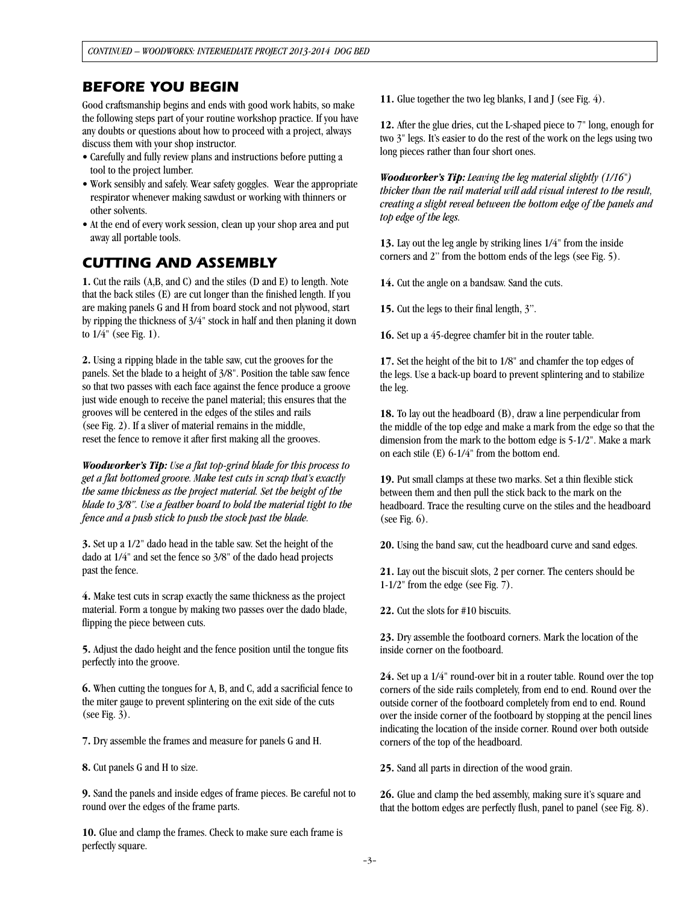## BEFORE YOU BEGIN

Good craftsmanship begins and ends with good work habits, so make the following steps part of your routine workshop practice. If you have any doubts or questions about how to proceed with a project, always discuss them with your shop instructor.

- Carefully and fully review plans and instructions before putting a tool to the project lumber.
- Work sensibly and safely. Wear safety goggles. Wear the appropriate respirator whenever making sawdust or working with thinners or other solvents.
- At the end of every work session, clean up your shop area and put away all portable tools.

## CUTTING AND ASSEMBLY

**1.** Cut the rails (A,B, and C) and the stiles (D and E) to length. Note that the back stiles (E) are cut longer than the finished length. If you are making panels G and H from board stock and not plywood, start by ripping the thickness of 3/4" stock in half and then planing it down to 1/4" (see Fig. 1).

**2.** Using a ripping blade in the table saw, cut the grooves for the panels. Set the blade to a height of 3/8". Position the table saw fence so that two passes with each face against the fence produce a groove just wide enough to receive the panel material; this ensures that the grooves will be centered in the edges of the stiles and rails (see Fig. 2). If a sliver of material remains in the middle, reset the fence to remove it after first making all the grooves.

***Woodworker's Tip:*** *Use a flat top-grind blade for this process to get a flat bottomed groove. Make test cuts in scrap that's exactly the same thickness as the project material. Set the height of the blade to 3/8". Use a feather board to hold the material tight to the fence and a push stick to push the stock past the blade.*

**3.** Set up a 1/2" dado head in the table saw. Set the height of the dado at 1/4" and set the fence so 3/8" of the dado head projects past the fence.

**4.** Make test cuts in scrap exactly the same thickness as the project material. Form a tongue by making two passes over the dado blade, flipping the piece between cuts.

**5.** Adjust the dado height and the fence position until the tongue fits perfectly into the groove.

**6.** When cutting the tongues for A, B, and C, add a sacrificial fence to the miter gauge to prevent splintering on the exit side of the cuts (see Fig. 3).

**7.** Dry assemble the frames and measure for panels G and H.

**8.** Cut panels G and H to size.

**9.** Sand the panels and inside edges of frame pieces. Be careful not to round over the edges of the frame parts.

**10.** Glue and clamp the frames. Check to make sure each frame is perfectly square.

**11.** Glue together the two leg blanks, I and J (see Fig. 4).

**12.** After the glue dries, cut the L-shaped piece to 7" long, enough for two 3" legs. It's easier to do the rest of the work on the legs using two long pieces rather than four short ones.

***Woodworker's Tip:*** *Leaving the leg material slightly (1/16") thicker than the rail material will add visual interest to the result, creating a slight reveal between the bottom edge of the panels and top edge of the legs.*

**13.** Lay out the leg angle by striking lines 1/4" from the inside corners and 2" from the bottom ends of the legs (see Fig. 5).

**14.** Cut the angle on a bandsaw. Sand the cuts.

**15.** Cut the legs to their final length, 3".

**16.** Set up a 45-degree chamfer bit in the router table.

**17.** Set the height of the bit to 1/8" and chamfer the top edges of the legs. Use a back-up board to prevent splintering and to stabilize the leg.

**18.** To lay out the headboard (B), draw a line perpendicular from the middle of the top edge and make a mark from the edge so that the dimension from the mark to the bottom edge is 5-1/2". Make a mark on each stile (E) 6-1/4" from the bottom end.

**19.** Put small clamps at these two marks. Set a thin flexible stick between them and then pull the stick back to the mark on the headboard. Trace the resulting curve on the stiles and the headboard (see Fig. 6).

**20.** Using the band saw, cut the headboard curve and sand edges.

**21.** Lay out the biscuit slots, 2 per corner. The centers should be 1-1/2" from the edge (see Fig. 7).

**22.** Cut the slots for #10 biscuits.

**23.** Dry assemble the footboard corners. Mark the location of the inside corner on the footboard.

**24.** Set up a 1/4" round-over bit in a router table. Round over the top corners of the side rails completely, from end to end. Round over the outside corner of the footboard completely from end to end. Round over the inside corner of the footboard by stopping at the pencil lines indicating the location of the inside corner. Round over both outside corners of the top of the headboard.

**25.** Sand all parts in direction of the wood grain.

**26.** Glue and clamp the bed assembly, making sure it's square and that the bottom edges are perfectly flush, panel to panel (see Fig. 8).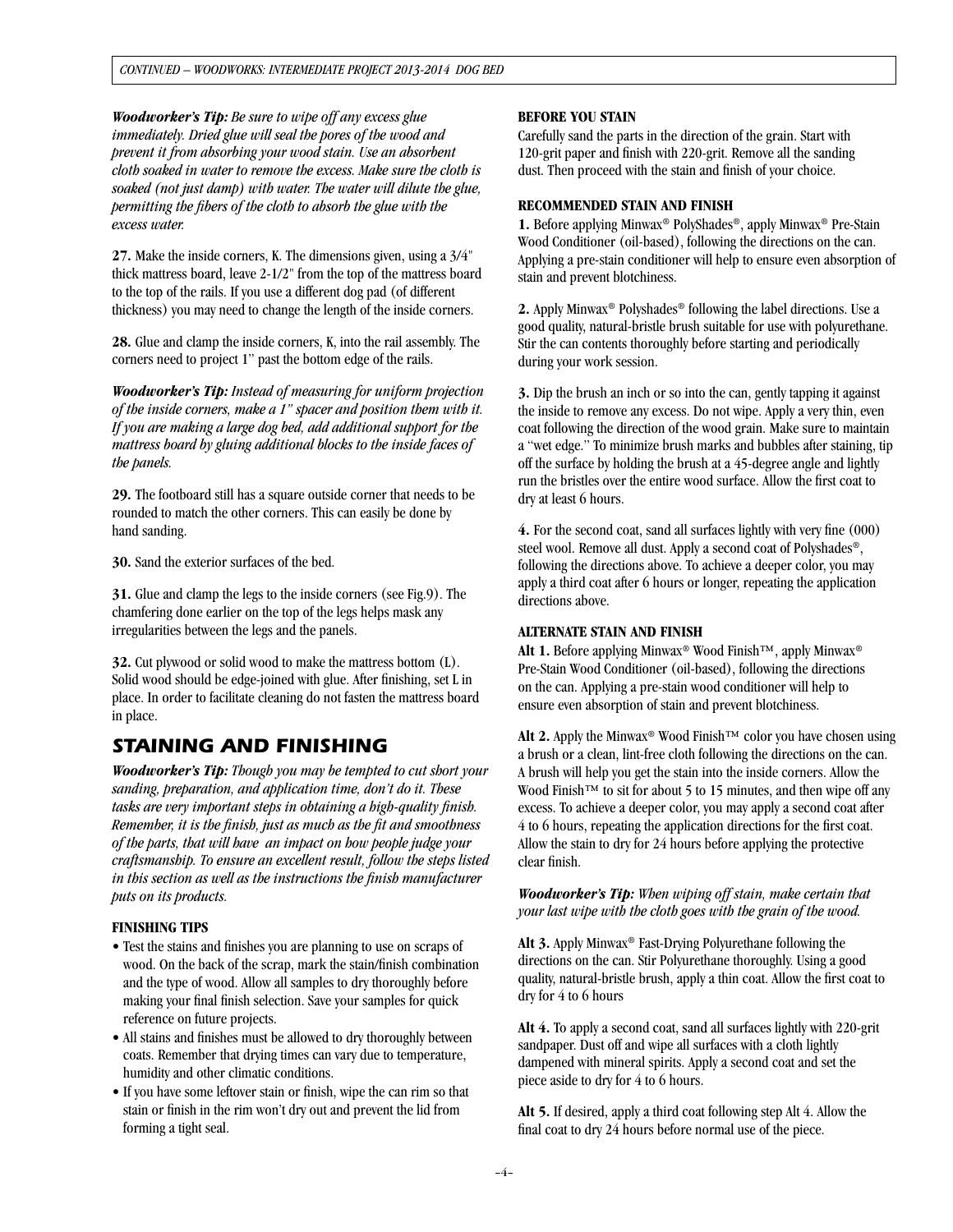*Woodworker's Tip: Be sure to wipe off any excess glue immediately. Dried glue will seal the pores of the wood and prevent it from absorbing your wood stain. Use an absorbent cloth soaked in water to remove the excess. Make sure the cloth is soaked (not just damp) with water. The water will dilute the glue, permitting the fibers of the cloth to absorb the glue with the excess water.*

**27.** Make the inside corners, K. The dimensions given, using a 3/4" thick mattress board, leave 2-1/2" from the top of the mattress board to the top of the rails. If you use a different dog pad (of different thickness) you may need to change the length of the inside corners.

**28.** Glue and clamp the inside corners, K, into the rail assembly. The corners need to project 1" past the bottom edge of the rails.

*Woodworker's Tip: Instead of measuring for uniform projection of the inside corners, make a 1" spacer and position them with it. If you are making a large dog bed, add additional support for the mattress board by gluing additional blocks to the inside faces of the panels.*

**29.** The footboard still has a square outside corner that needs to be rounded to match the other corners. This can easily be done by hand sanding.

**30.** Sand the exterior surfaces of the bed.

**31.** Glue and clamp the legs to the inside corners (see Fig.9). The chamfering done earlier on the top of the legs helps mask any irregularities between the legs and the panels.

**32.** Cut plywood or solid wood to make the mattress bottom (L). Solid wood should be edge-joined with glue. After finishing, set L in place. In order to facilitate cleaning do not fasten the mattress board in place.

## STAINING AND FINISHING

*Woodworker's Tip: Though you may be tempted to cut short your sanding, preparation, and application time, don't do it. These tasks are very important steps in obtaining a high-quality finish. Remember, it is the finish, just as much as the fit and smoothness of the parts, that will have an impact on how people judge your craftsmanship. To ensure an excellent result, follow the steps listed in this section as well as the instructions the finish manufacturer puts on its products.*

### FINISHING TIPS

- Test the stains and finishes you are planning to use on scraps of wood. On the back of the scrap, mark the stain/finish combination and the type of wood. Allow all samples to dry thoroughly before making your final finish selection. Save your samples for quick reference on future projects.
- All stains and finishes must be allowed to dry thoroughly between coats. Remember that drying times can vary due to temperature, humidity and other climatic conditions.
- If you have some leftover stain or finish, wipe the can rim so that stain or finish in the rim won't dry out and prevent the lid from forming a tight seal.

### BEFORE YOU STAIN

Carefully sand the parts in the direction of the grain. Start with 120-grit paper and finish with 220-grit. Remove all the sanding dust. Then proceed with the stain and finish of your choice.

### RECOMMENDED STAIN AND FINISH

**1.** Before applying Minwax® PolyShades®, apply Minwax® Pre-Stain Wood Conditioner (oil-based), following the directions on the can. Applying a pre-stain conditioner will help to ensure even absorption of stain and prevent blotchiness.

**2.** Apply Minwax® Polyshades® following the label directions. Use a good quality, natural-bristle brush suitable for use with polyurethane. Stir the can contents thoroughly before starting and periodically during your work session.

**3.** Dip the brush an inch or so into the can, gently tapping it against the inside to remove any excess. Do not wipe. Apply a very thin, even coat following the direction of the wood grain. Make sure to maintain a "wet edge." To minimize brush marks and bubbles after staining, tip off the surface by holding the brush at a 45-degree angle and lightly run the bristles over the entire wood surface. Allow the first coat to dry at least 6 hours.

**4.** For the second coat, sand all surfaces lightly with very fine (000) steel wool. Remove all dust. Apply a second coat of Polyshades®, following the directions above. To achieve a deeper color, you may apply a third coat after 6 hours or longer, repeating the application directions above.

### ALTERNATE STAIN AND FINISH

**Alt 1.** Before applying Minwax® Wood Finish™, apply Minwax® Pre-Stain Wood Conditioner (oil-based), following the directions on the can. Applying a pre-stain wood conditioner will help to ensure even absorption of stain and prevent blotchiness.

**Alt 2.** Apply the Minwax® Wood Finish™ color you have chosen using a brush or a clean, lint-free cloth following the directions on the can. A brush will help you get the stain into the inside corners. Allow the Wood Finish™ to sit for about 5 to 15 minutes, and then wipe off any excess. To achieve a deeper color, you may apply a second coat after 4 to 6 hours, repeating the application directions for the first coat. Allow the stain to dry for 24 hours before applying the protective clear finish.

*Woodworker's Tip: When wiping off stain, make certain that your last wipe with the cloth goes with the grain of the wood.*

**Alt 3.** Apply Minwax® Fast-Drying Polyurethane following the directions on the can. Stir Polyurethane thoroughly. Using a good quality, natural-bristle brush, apply a thin coat. Allow the first coat to dry for 4 to 6 hours

**Alt 4.** To apply a second coat, sand all surfaces lightly with 220-grit sandpaper. Dust off and wipe all surfaces with a cloth lightly dampened with mineral spirits. Apply a second coat and set the piece aside to dry for 4 to 6 hours.

**Alt 5.** If desired, apply a third coat following step Alt 4. Allow the final coat to dry 24 hours before normal use of the piece.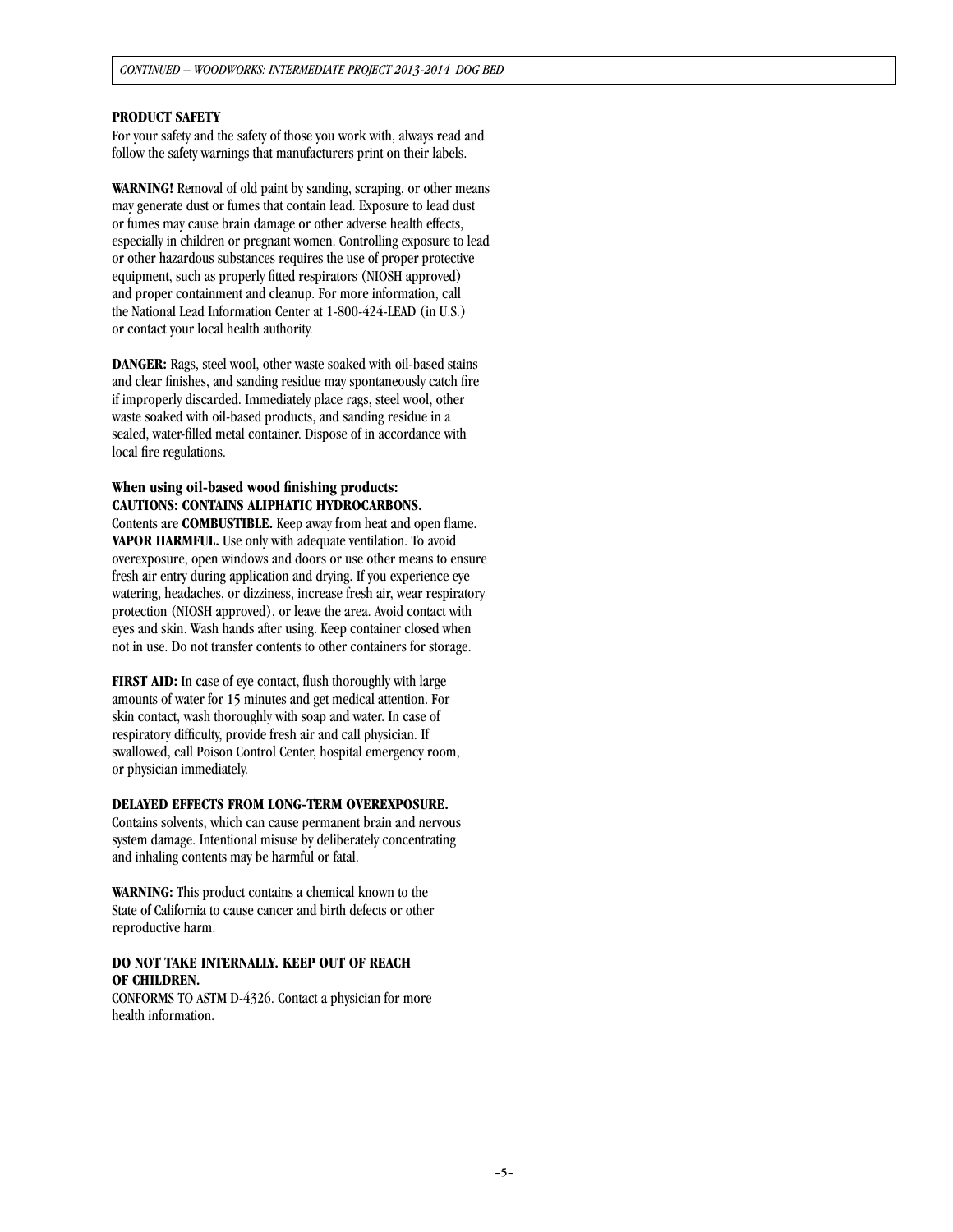## PRODUCT SAFETY

For your safety and the safety of those you work with, always read and follow the safety warnings that manufacturers print on their labels.

**WARNING!** Removal of old paint by sanding, scraping, or other means may generate dust or fumes that contain lead. Exposure to lead dust or fumes may cause brain damage or other adverse health effects, especially in children or pregnant women. Controlling exposure to lead or other hazardous substances requires the use of proper protective equipment, such as properly fitted respirators (NIOSH approved) and proper containment and cleanup. For more information, call the National Lead Information Center at 1-800-424-LEAD (in U.S.) or contact your local health authority.

**DANGER:** Rags, steel wool, other waste soaked with oil-based stains and clear finishes, and sanding residue may spontaneously catch fire if improperly discarded. Immediately place rags, steel wool, other waste soaked with oil-based products, and sanding residue in a sealed, water-filled metal container. Dispose of in accordance with local fire regulations.

**When using oil-based wood finishing products:**
**CAUTIONS: CONTAINS ALIPHATIC HYDROCARBONS.**
Contents are **COMBUSTIBLE.** Keep away from heat and open flame. **VAPOR HARMFUL.** Use only with adequate ventilation. To avoid overexposure, open windows and doors or use other means to ensure fresh air entry during application and drying. If you experience eye watering, headaches, or dizziness, increase fresh air, wear respiratory protection (NIOSH approved), or leave the area. Avoid contact with eyes and skin. Wash hands after using. Keep container closed when not in use. Do not transfer contents to other containers for storage.

**FIRST AID:** In case of eye contact, flush thoroughly with large amounts of water for 15 minutes and get medical attention. For skin contact, wash thoroughly with soap and water. In case of respiratory difficulty, provide fresh air and call physician. If swallowed, call Poison Control Center, hospital emergency room, or physician immediately.

**DELAYED EFFECTS FROM LONG-TERM OVEREXPOSURE.**
Contains solvents, which can cause permanent brain and nervous system damage. Intentional misuse by deliberately concentrating and inhaling contents may be harmful or fatal.

**WARNING:** This product contains a chemical known to the State of California to cause cancer and birth defects or other reproductive harm.

**DO NOT TAKE INTERNALLY. KEEP OUT OF REACH OF CHILDREN.**
CONFORMS TO ASTM D-4326. Contact a physician for more health information.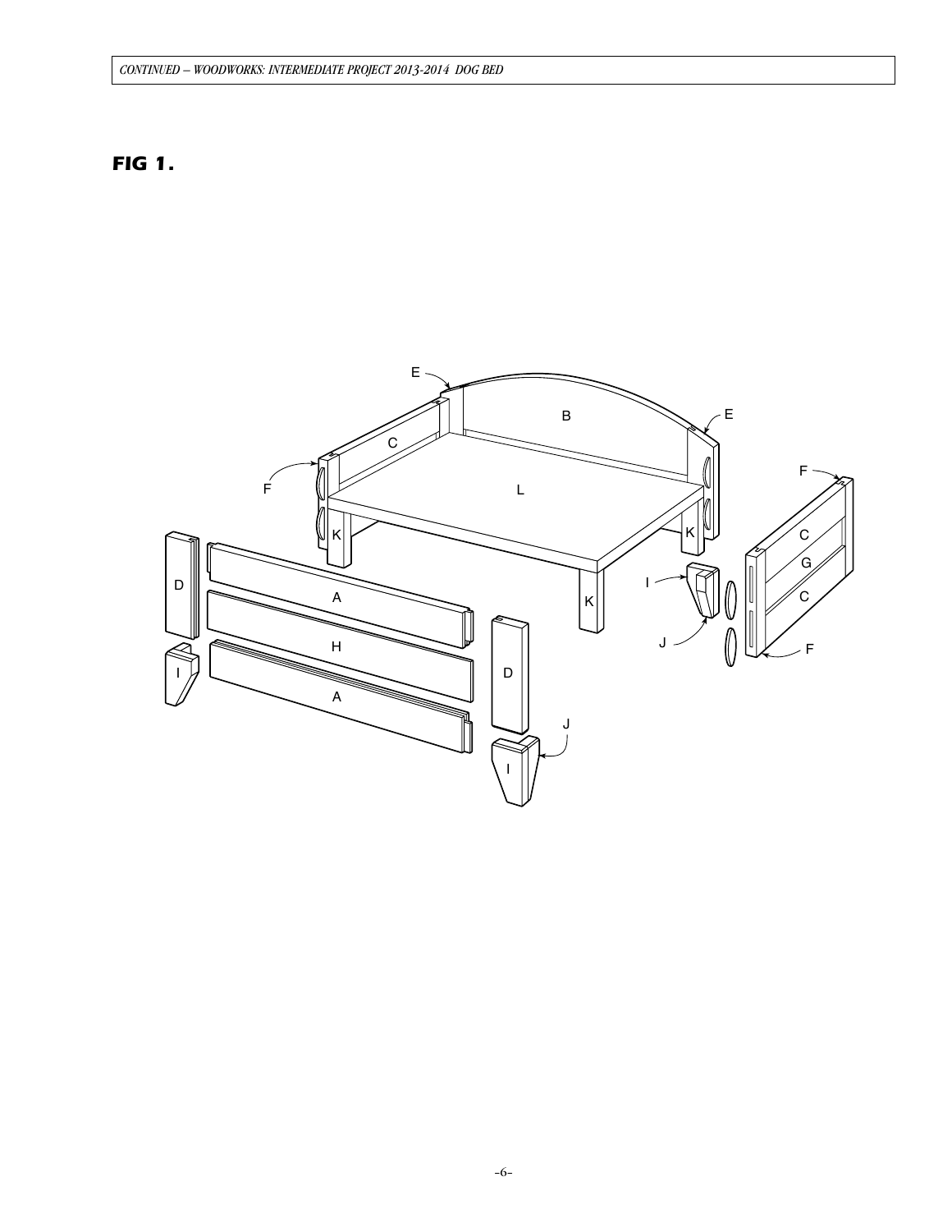## FIG 1.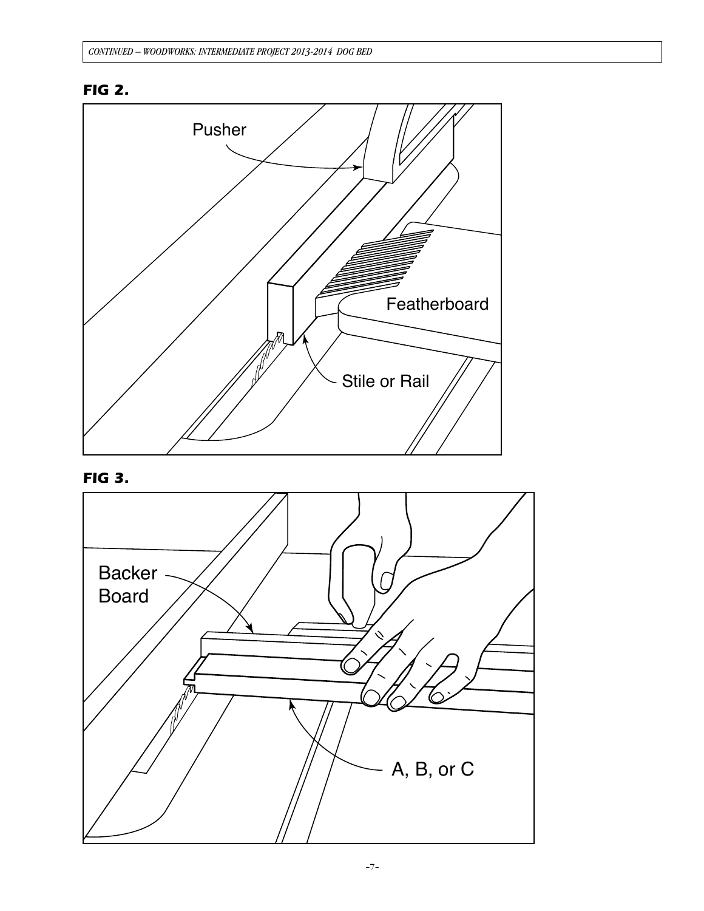**FIG 2.**

**FIG 3.**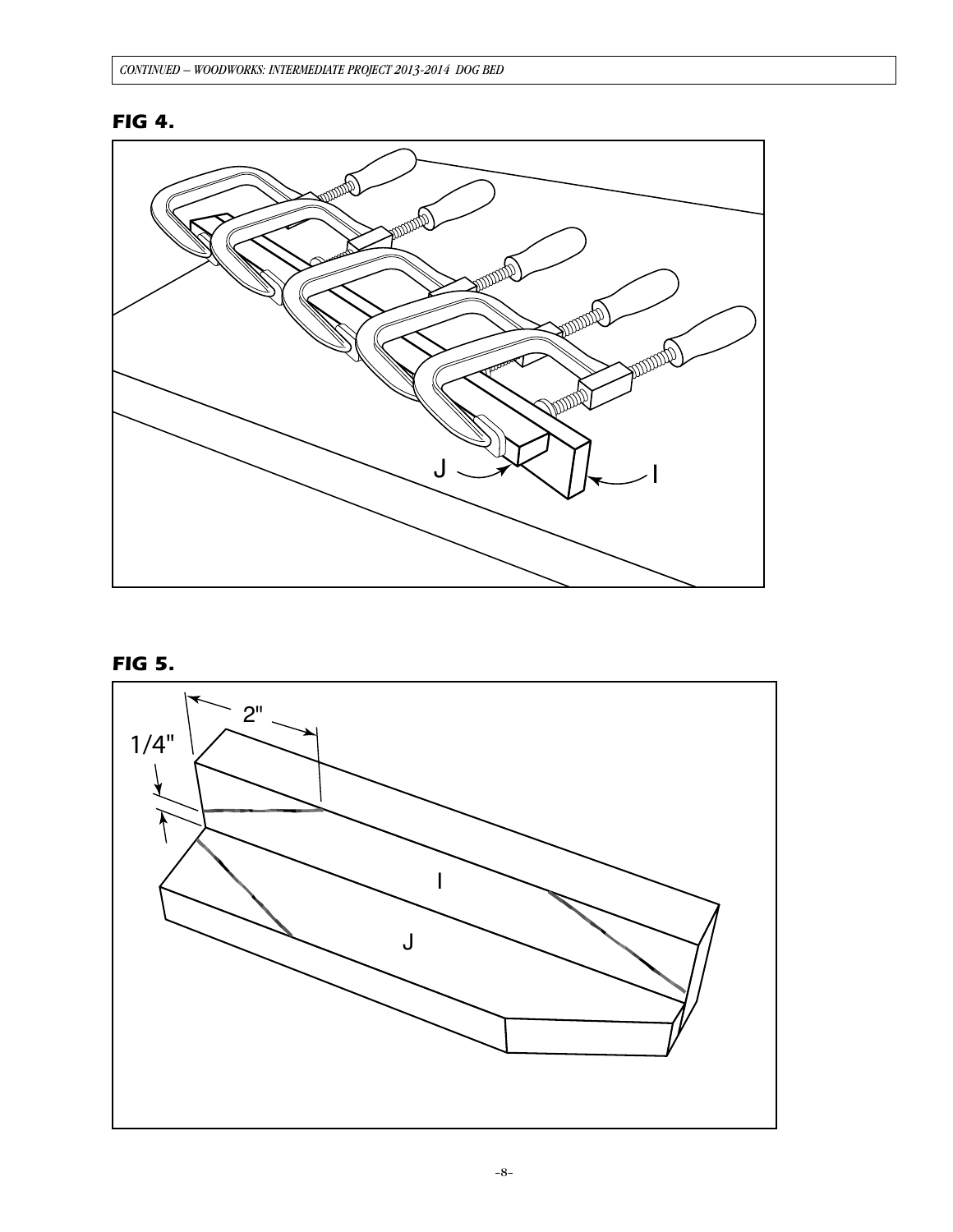**FIG 4.**

**FIG 5.**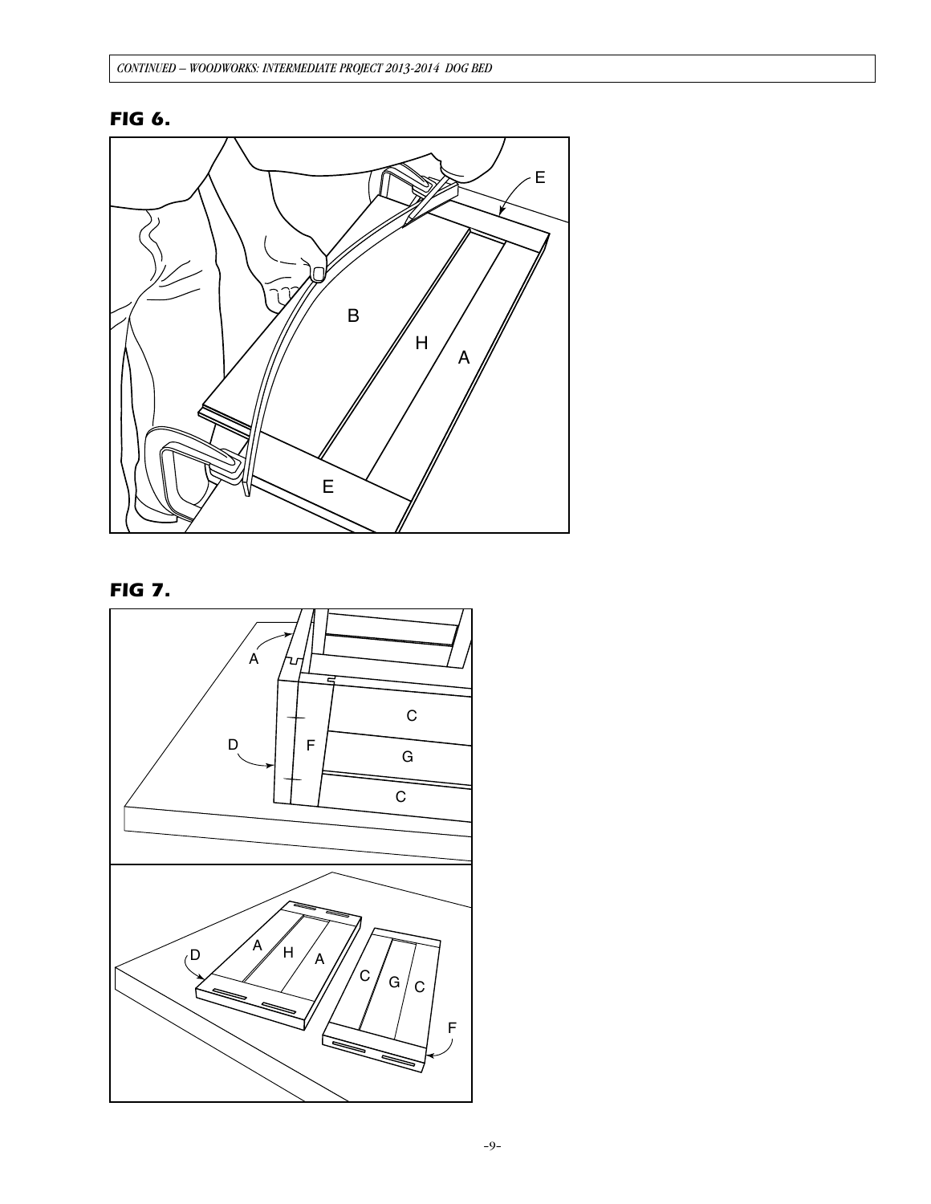**FIG 6.**

**FIG 7.**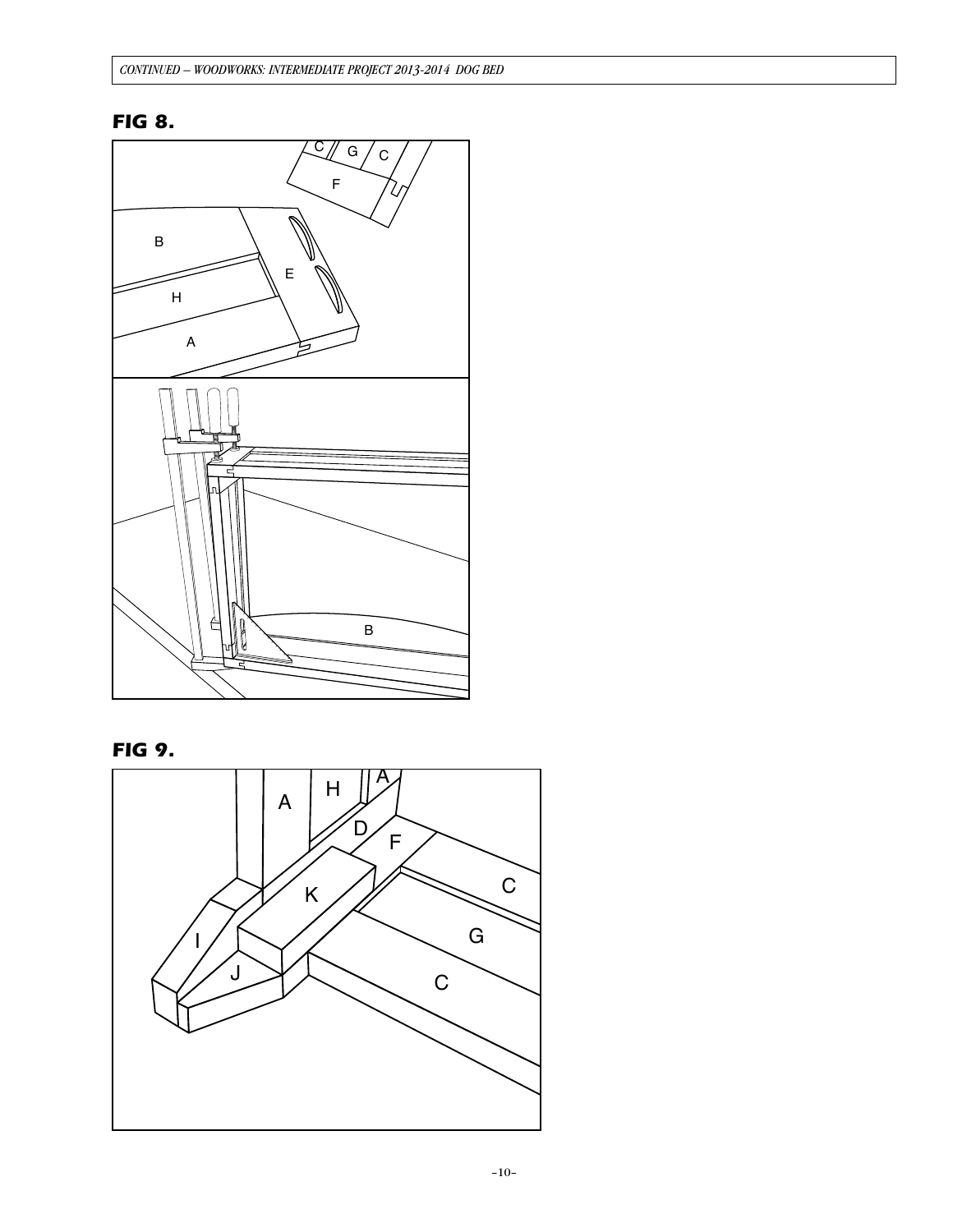**FIG 8.**

**FIG 9.**